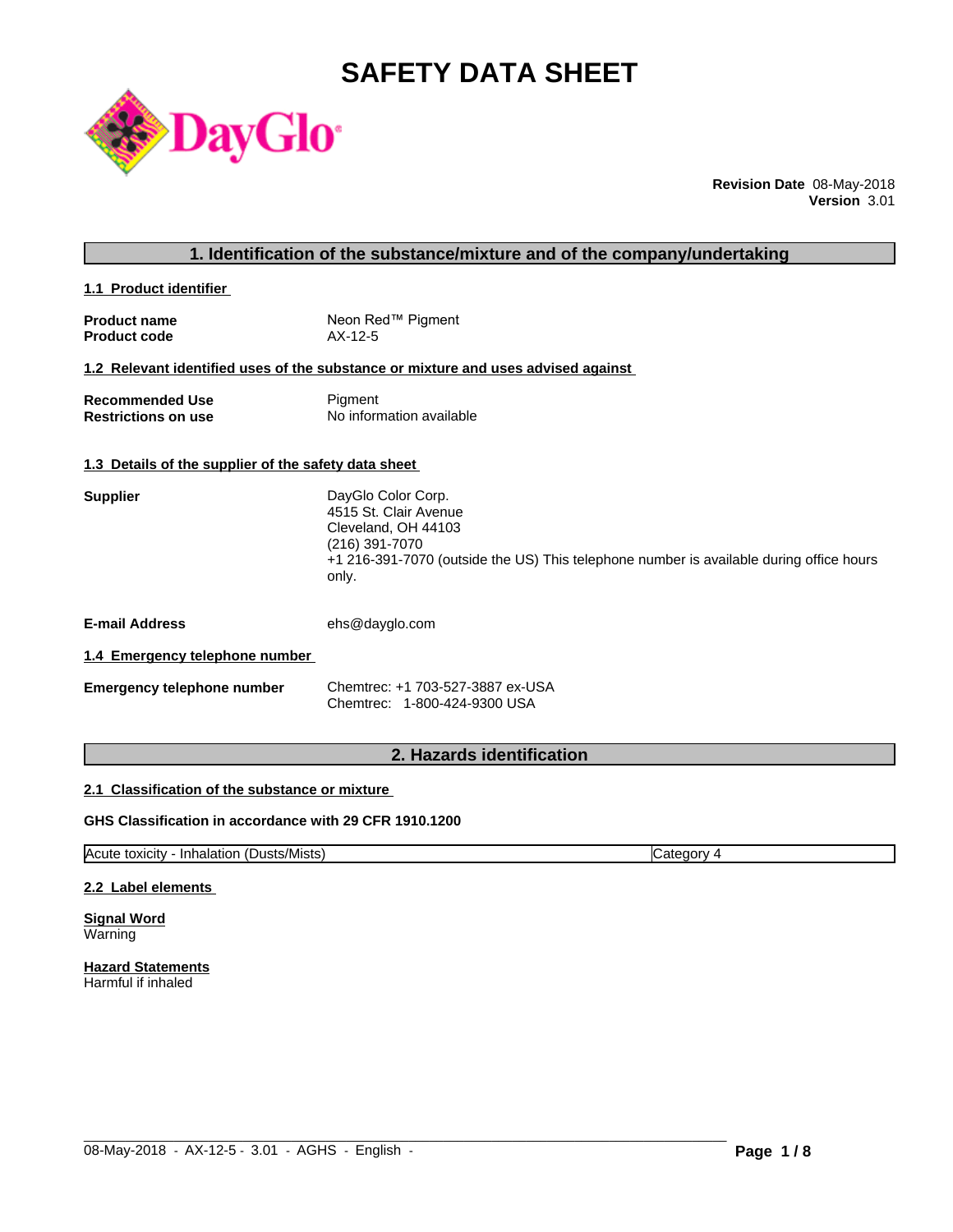# SAFETY DATA SHEET

**Revision Date** 08-May-2018
**Version** 3.01

## 1. Identification of the substance/mixture and of the company/undertaking

### 1.1 Product identifier

**Product name** Neon Red™ Pigment
**Product code** AX-12-5

### 1.2 Relevant identified uses of the substance or mixture and uses advised against

**Recommended Use** Pigment
**Restrictions on use** No information available

### 1.3 Details of the supplier of the safety data sheet

**Supplier**
DayGlo Color Corp.
4515 St. Clair Avenue
Cleveland, OH 44103
(216) 391-7070
+1 216-391-7070 (outside the US) This telephone number is available during office hours only.

**E-mail Address** ehs@dayglo.com

### 1.4 Emergency telephone number

**Emergency telephone number**
Chemtrec: +1 703-527-3887 ex-USA
Chemtrec: 1-800-424-9300 USA

## 2. Hazards identification

### 2.1 Classification of the substance or mixture

**GHS Classification in accordance with 29 CFR 1910.1200**

| Acute toxicity - Inhalation (Dusts/Mists) | Category 4 |
|---|---|

### 2.2 Label elements

**Signal Word**
Warning

**Hazard Statements**
Harmful if inhaled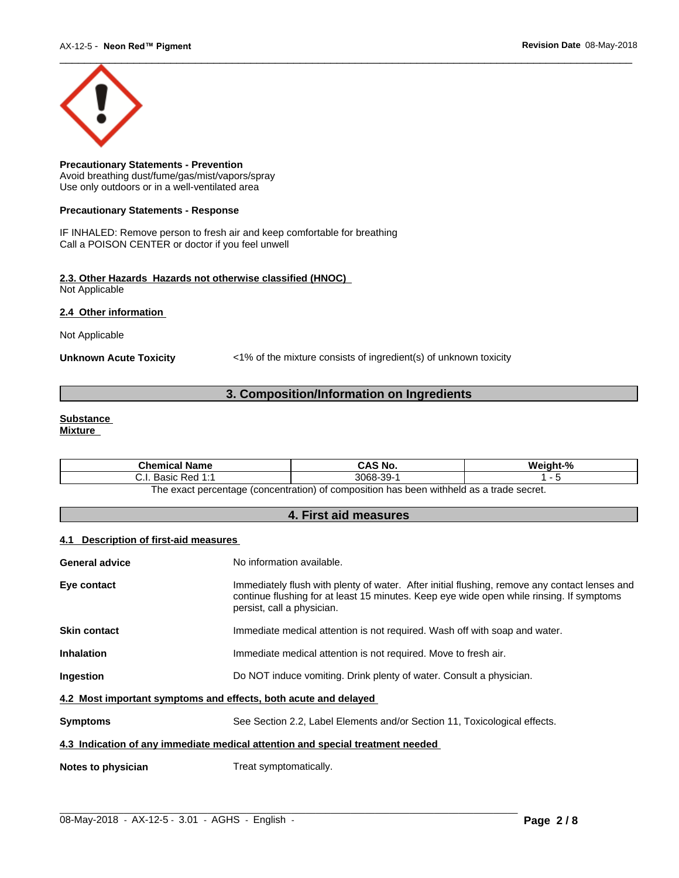**Precautionary Statements - Prevention**
Avoid breathing dust/fume/gas/mist/vapors/spray
Use only outdoors or in a well-ventilated area

**Precautionary Statements - Response**

IF INHALED: Remove person to fresh air and keep comfortable for breathing
Call a POISON CENTER or doctor if you feel unwell

**2.3. Other Hazards Hazards not otherwise classified (HNOC)**
Not Applicable

**2.4 Other information**

Not Applicable

**Unknown Acute Toxicity** <1% of the mixture consists of ingredient(s) of unknown toxicity

## 3. Composition/Information on Ingredients

**Substance**
**Mixture**

| Chemical Name | CAS No. | Weight-% |
|---|---|---|
| C.I. Basic Red 1:1 | 3068-39-1 | 1 - 5 |

The exact percentage (concentration) of composition has been withheld as a trade secret.

## 4. First aid measures

**4.1 Description of first-aid measures**

**General advice** No information available.

**Eye contact** Immediately flush with plenty of water. After initial flushing, remove any contact lenses and continue flushing for at least 15 minutes. Keep eye wide open while rinsing. If symptoms persist, call a physician.

**Skin contact** Immediate medical attention is not required. Wash off with soap and water.

**Inhalation** Immediate medical attention is not required. Move to fresh air.

**Ingestion** Do NOT induce vomiting. Drink plenty of water. Consult a physician.

**4.2 Most important symptoms and effects, both acute and delayed**

**Symptoms** See Section 2.2, Label Elements and/or Section 11, Toxicological effects.

**4.3 Indication of any immediate medical attention and special treatment needed**

**Notes to physician** Treat symptomatically.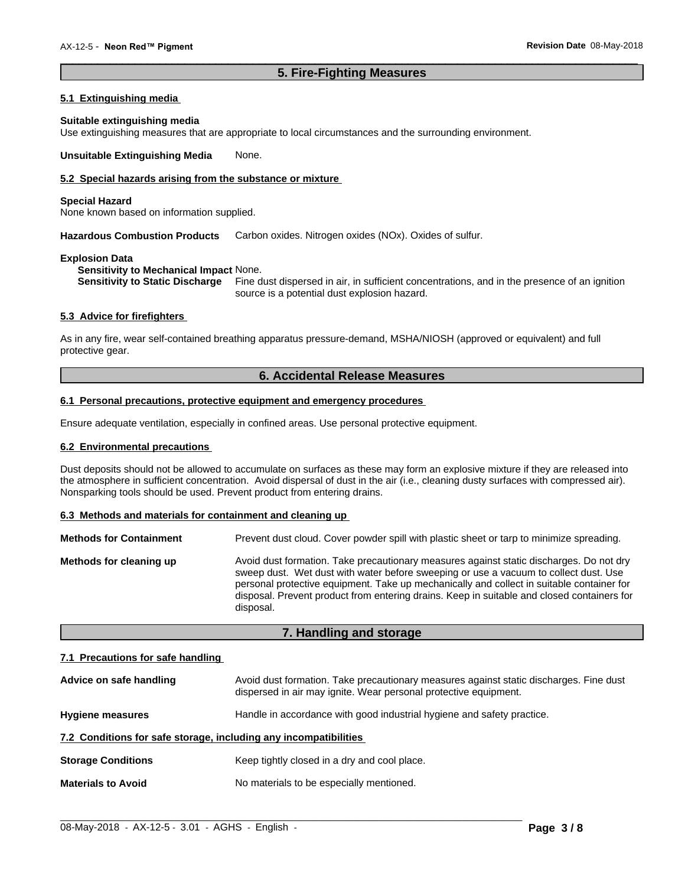## 5. Fire-Fighting Measures

### 5.1 Extinguishing media

**Suitable extinguishing media**
Use extinguishing measures that are appropriate to local circumstances and the surrounding environment.

**Unsuitable Extinguishing Media** None.

### 5.2 Special hazards arising from the substance or mixture

**Special Hazard**
None known based on information supplied.

**Hazardous Combustion Products** Carbon oxides. Nitrogen oxides (NOx). Oxides of sulfur.

**Explosion Data**
**Sensitivity to Mechanical Impact** None.
**Sensitivity to Static Discharge** Fine dust dispersed in air, in sufficient concentrations, and in the presence of an ignition source is a potential dust explosion hazard.

### 5.3 Advice for firefighters

As in any fire, wear self-contained breathing apparatus pressure-demand, MSHA/NIOSH (approved or equivalent) and full protective gear.

## 6. Accidental Release Measures

### 6.1 Personal precautions, protective equipment and emergency procedures

Ensure adequate ventilation, especially in confined areas. Use personal protective equipment.

### 6.2 Environmental precautions

Dust deposits should not be allowed to accumulate on surfaces as these may form an explosive mixture if they are released into the atmosphere in sufficient concentration. Avoid dispersal of dust in the air (i.e., cleaning dusty surfaces with compressed air). Nonsparking tools should be used. Prevent product from entering drains.

### 6.3 Methods and materials for containment and cleaning up

**Methods for Containment** Prevent dust cloud. Cover powder spill with plastic sheet or tarp to minimize spreading.

**Methods for cleaning up** Avoid dust formation. Take precautionary measures against static discharges. Do not dry sweep dust. Wet dust with water before sweeping or use a vacuum to collect dust. Use personal protective equipment. Take up mechanically and collect in suitable container for disposal. Prevent product from entering drains. Keep in suitable and closed containers for disposal.

## 7. Handling and storage

### 7.1 Precautions for safe handling

**Advice on safe handling** Avoid dust formation. Take precautionary measures against static discharges. Fine dust dispersed in air may ignite. Wear personal protective equipment.

**Hygiene measures** Handle in accordance with good industrial hygiene and safety practice.

### 7.2 Conditions for safe storage, including any incompatibilities

**Storage Conditions** Keep tightly closed in a dry and cool place.

**Materials to Avoid** No materials to be especially mentioned.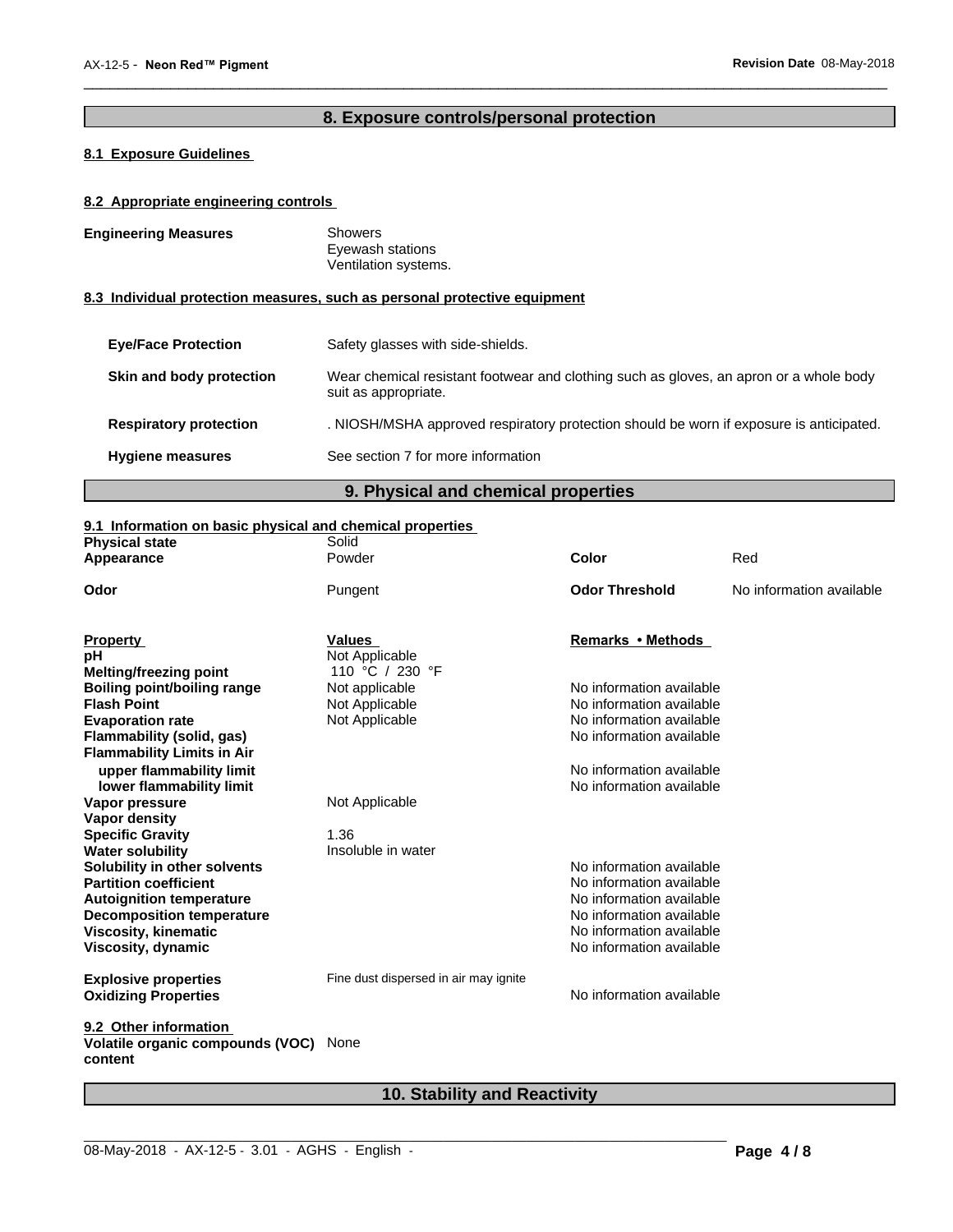## 8. Exposure controls/personal protection

### 8.1 Exposure Guidelines

### 8.2 Appropriate engineering controls

**Engineering Measures**
Showers
Eyewash stations
Ventilation systems.

### 8.3 Individual protection measures, such as personal protective equipment

| | |
|---|---|
| **Eye/Face Protection** | Safety glasses with side-shields. |
| **Skin and body protection** | Wear chemical resistant footwear and clothing such as gloves, an apron or a whole body suit as appropriate. |
| **Respiratory protection** | . NIOSH/MSHA approved respiratory protection should be worn if exposure is anticipated. |
| **Hygiene measures** | See section 7 for more information |

## 9. Physical and chemical properties

### 9.1 Information on basic physical and chemical properties

| | | | |
|---|---|---|---|
| **Physical state** | Solid | | |
| **Appearance** | Powder | **Color** | Red |
| **Odor** | Pungent | **Odor Threshold** | No information available |

| **Property** | **Values** | **Remarks • Methods** |
|---|---|---|
| **pH** | Not Applicable | |
| **Melting/freezing point** | 110 °C / 230 °F | |
| **Boiling point/boiling range** | Not applicable | No information available |
| **Flash Point** | Not Applicable | No information available |
| **Evaporation rate** | Not Applicable | No information available |
| **Flammability (solid, gas)** | | No information available |
| **Flammability Limits in Air** | | |
| **upper flammability limit** | | No information available |
| **lower flammability limit** | | No information available |
| **Vapor pressure** | Not Applicable | |
| **Vapor density** | | |
| **Specific Gravity** | 1.36 | |
| **Water solubility** | Insoluble in water | |
| **Solubility in other solvents** | | No information available |
| **Partition coefficient** | | No information available |
| **Autoignition temperature** | | No information available |
| **Decomposition temperature** | | No information available |
| **Viscosity, kinematic** | | No information available |
| **Viscosity, dynamic** | | No information available |
| **Explosive properties** | Fine dust dispersed in air may ignite | |
| **Oxidizing Properties** | | No information available |

### 9.2 Other information

**Volatile organic compounds (VOC) content** None

## 10. Stability and Reactivity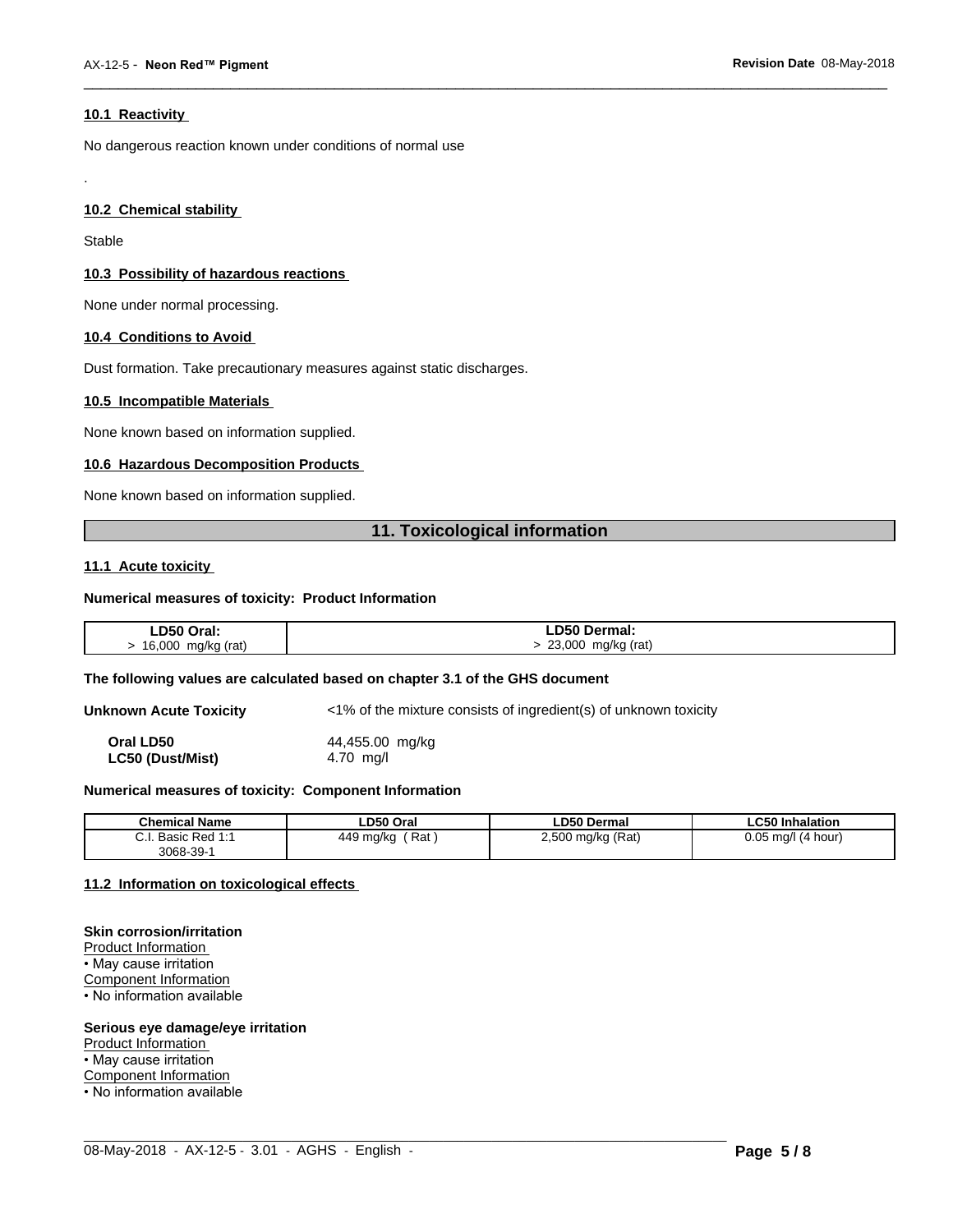#### 10.1 Reactivity

No dangerous reaction known under conditions of normal use

.

#### 10.2 Chemical stability

Stable

#### 10.3 Possibility of hazardous reactions

None under normal processing.

#### 10.4 Conditions to Avoid

Dust formation. Take precautionary measures against static discharges.

#### 10.5 Incompatible Materials

None known based on information supplied.

#### 10.6 Hazardous Decomposition Products

None known based on information supplied.

## 11. Toxicological information

#### 11.1 Acute toxicity

**Numerical measures of toxicity: Product Information**

| LD50 Oral: | LD50 Dermal: |
|---|---|
| > 16,000 mg/kg (rat) | > 23,000 mg/kg (rat) |

**The following values are calculated based on chapter 3.1 of the GHS document**

**Unknown Acute Toxicity** <1% of the mixture consists of ingredient(s) of unknown toxicity

**Oral LD50** 44,455.00 mg/kg
**LC50 (Dust/Mist)** 4.70 mg/l

**Numerical measures of toxicity: Component Information**

| Chemical Name | LD50 Oral | LD50 Dermal | LC50 Inhalation |
|---|---|---|---|
| C.I. Basic Red 1:1 3068-39-1 | 449 mg/kg ( Rat ) | 2,500 mg/kg (Rat) | 0.05 mg/l (4 hour) |

#### 11.2 Information on toxicological effects

**Skin corrosion/irritation**
Product Information
• May cause irritation
Component Information
• No information available

**Serious eye damage/eye irritation**
Product Information
• May cause irritation
Component Information
• No information available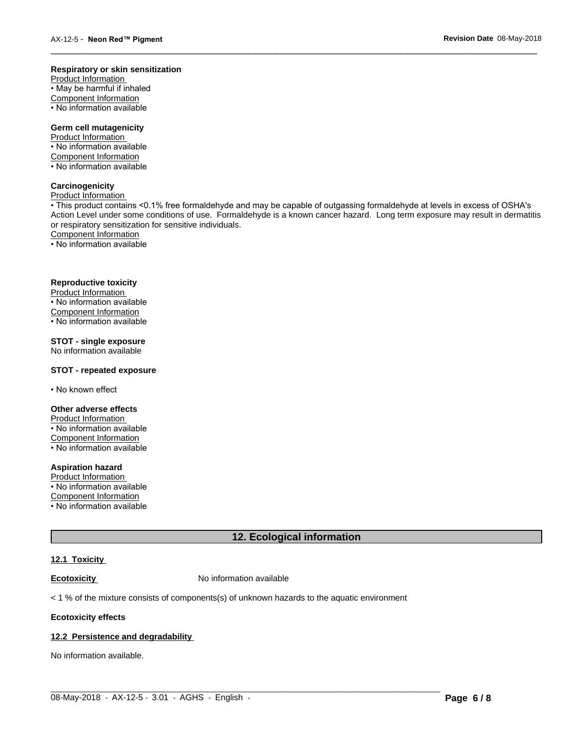**Respiratory or skin sensitization**

Product Information

• May be harmful if inhaled

Component Information

• No information available

**Germ cell mutagenicity**

Product Information

• No information available

Component Information

• No information available

**Carcinogenicity**

Product Information

• This product contains <0.1% free formaldehyde and may be capable of outgassing formaldehyde at levels in excess of OSHA's Action Level under some conditions of use. Formaldehyde is a known cancer hazard. Long term exposure may result in dermatitis or respiratory sensitization for sensitive individuals.

Component Information

• No information available

**Reproductive toxicity**

Product Information

• No information available

Component Information

• No information available

**STOT - single exposure**

No information available

**STOT - repeated exposure**

• No known effect

**Other adverse effects**

Product Information

• No information available

Component Information

• No information available

**Aspiration hazard**

Product Information

• No information available

Component Information

• No information available

## 12. Ecological information

**12.1 Toxicity**

**Ecotoxicity** No information available

< 1 % of the mixture consists of components(s) of unknown hazards to the aquatic environment

**Ecotoxicity effects**

**12.2 Persistence and degradability**

No information available.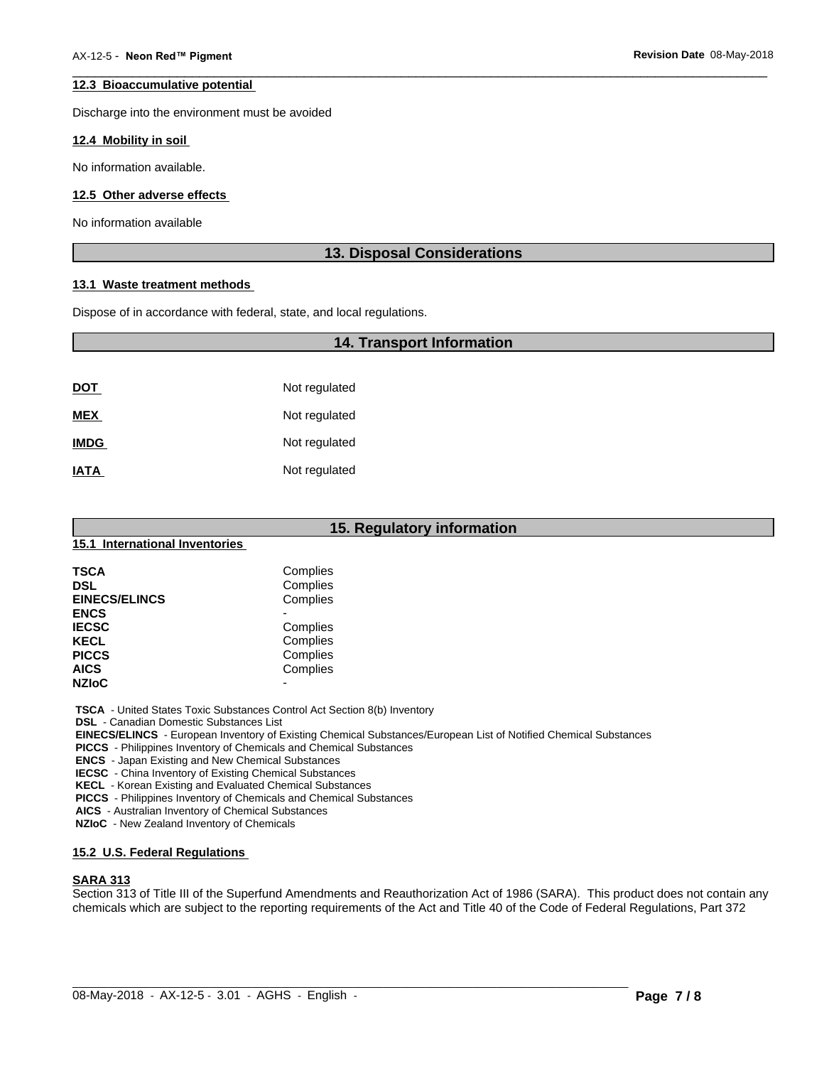### 12.3 Bioaccumulative potential

Discharge into the environment must be avoided

### 12.4 Mobility in soil

No information available.

### 12.5 Other adverse effects

No information available

## 13. Disposal Considerations

### 13.1 Waste treatment methods

Dispose of in accordance with federal, state, and local regulations.

## 14. Transport Information

| | |
|---|---|
| **DOT** | Not regulated |
| **MEX** | Not regulated |
| **IMDG** | Not regulated |
| **IATA** | Not regulated |

## 15. Regulatory information

### 15.1 International Inventories

| | |
|---|---|
| **TSCA** | Complies |
| **DSL** | Complies |
| **EINECS/ELINCS** | Complies |
| **ENCS** | - |
| **IECSC** | Complies |
| **KECL** | Complies |
| **PICCS** | Complies |
| **AICS** | Complies |
| **NZIoC** | - |

**TSCA** - United States Toxic Substances Control Act Section 8(b) Inventory
**DSL** - Canadian Domestic Substances List
**EINECS/ELINCS** - European Inventory of Existing Chemical Substances/European List of Notified Chemical Substances
**PICCS** - Philippines Inventory of Chemicals and Chemical Substances
**ENCS** - Japan Existing and New Chemical Substances
**IECSC** - China Inventory of Existing Chemical Substances
**KECL** - Korean Existing and Evaluated Chemical Substances
**PICCS** - Philippines Inventory of Chemicals and Chemical Substances
**AICS** - Australian Inventory of Chemical Substances
**NZIoC** - New Zealand Inventory of Chemicals

### 15.2 U.S. Federal Regulations

**SARA 313**

Section 313 of Title III of the Superfund Amendments and Reauthorization Act of 1986 (SARA). This product does not contain any chemicals which are subject to the reporting requirements of the Act and Title 40 of the Code of Federal Regulations, Part 372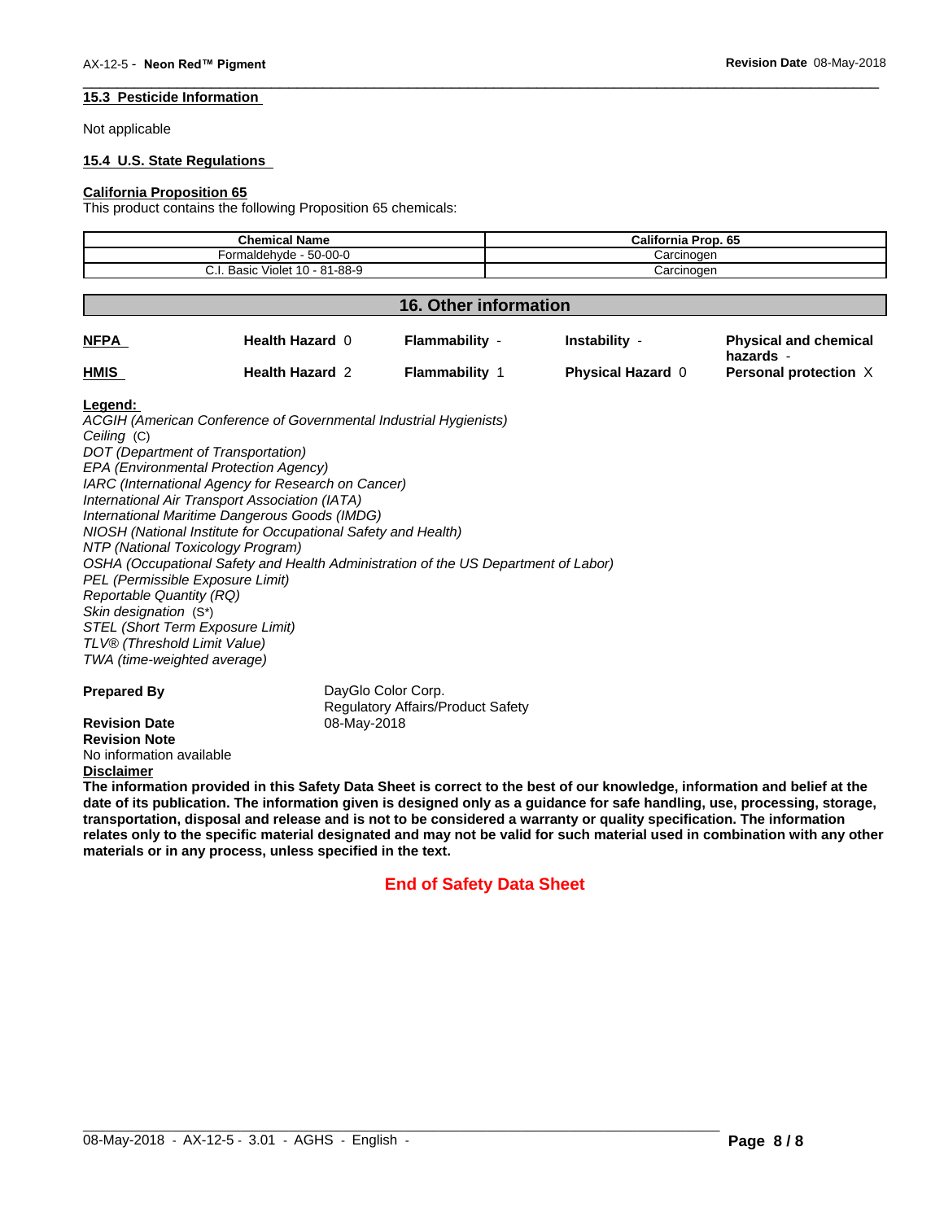### 15.3 Pesticide Information

Not applicable

### 15.4 U.S. State Regulations

**California Proposition 65**

This product contains the following Proposition 65 chemicals:

| Chemical Name | California Prop. 65 |
|---|---|
| Formaldehyde - 50-00-0 | Carcinogen |
| C.I. Basic Violet 10 - 81-88-9 | Carcinogen |

## 16. Other information

| | | | | |
|---|---|---|---|---|
| **NFPA** | **Health Hazard** 0 | **Flammability** - | **Instability** - | **Physical and chemical hazards** - |
| **HMIS** | **Health Hazard** 2 | **Flammability** 1 | **Physical Hazard** 0 | **Personal protection** X |

**Legend:**

*ACGIH (American Conference of Governmental Industrial Hygienists)*
*Ceiling* (C)
*DOT (Department of Transportation)*
*EPA (Environmental Protection Agency)*
*IARC (International Agency for Research on Cancer)*
*International Air Transport Association (IATA)*
*International Maritime Dangerous Goods (IMDG)*
*NIOSH (National Institute for Occupational Safety and Health)*
*NTP (National Toxicology Program)*
*OSHA (Occupational Safety and Health Administration of the US Department of Labor)*
*PEL (Permissible Exposure Limit)*
*Reportable Quantity (RQ)*
*Skin designation* (S*)
*STEL (Short Term Exposure Limit)*
*TLV® (Threshold Limit Value)*
*TWA (time-weighted average)*

**Prepared By** DayGlo Color Corp.
Regulatory Affairs/Product Safety

**Revision Date** 08-May-2018

**Revision Note**

No information available

**Disclaimer**

**The information provided in this Safety Data Sheet is correct to the best of our knowledge, information and belief at the date of its publication. The information given is designed only as a guidance for safe handling, use, processing, storage, transportation, disposal and release and is not to be considered a warranty or quality specification. The information relates only to the specific material designated and may not be valid for such material used in combination with any other materials or in any process, unless specified in the text.**

**End of Safety Data Sheet**